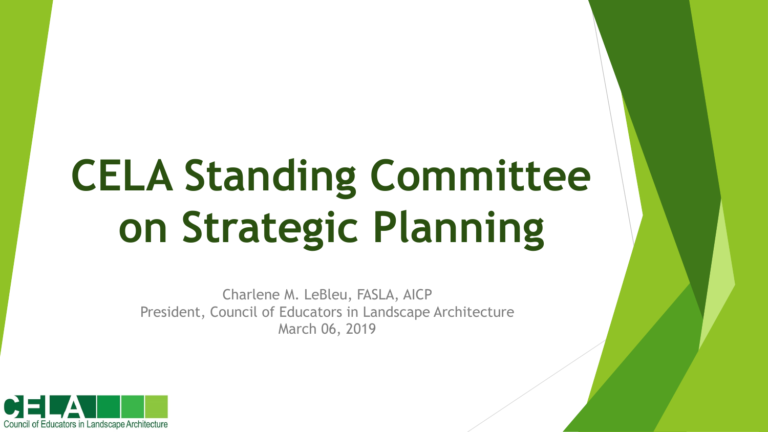# CELA Standing Committee on Strategic Planning

Charlene M. LeBleu, FASLA, AICP
President, Council of Educators in Landscape Architecture
March 06, 2019

CELA
Council of Educators in Landscape Architecture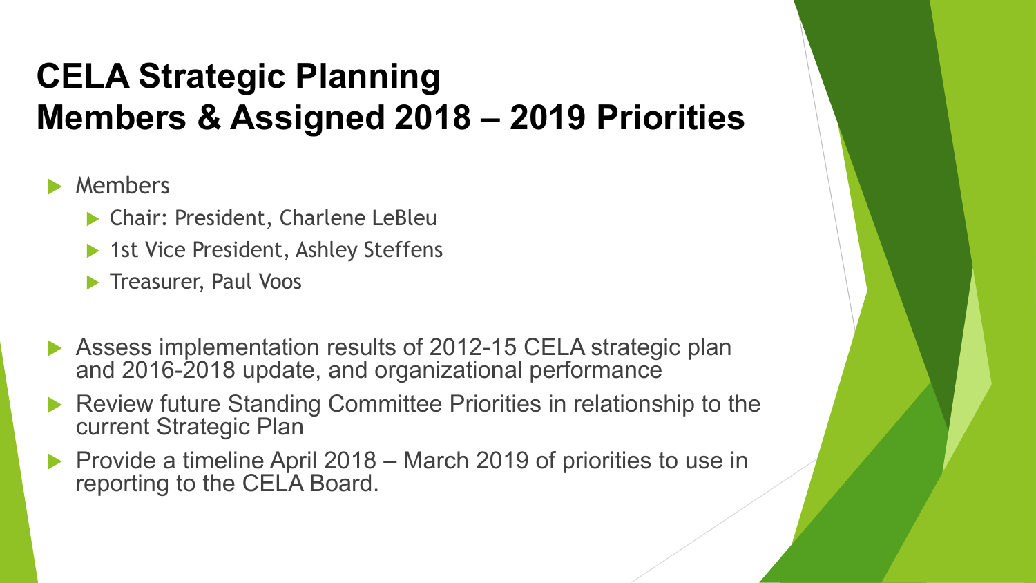# CELA Strategic Planning
# Members & Assigned 2018 – 2019 Priorities

- Members
  - Chair: President, Charlene LeBleu
  - 1st Vice President, Ashley Steffens
  - Treasurer, Paul Voos

- Assess implementation results of 2012-15 CELA strategic plan and 2016-2018 update, and organizational performance
- Review future Standing Committee Priorities in relationship to the current Strategic Plan
- Provide a timeline April 2018 – March 2019 of priorities to use in reporting to the CELA Board.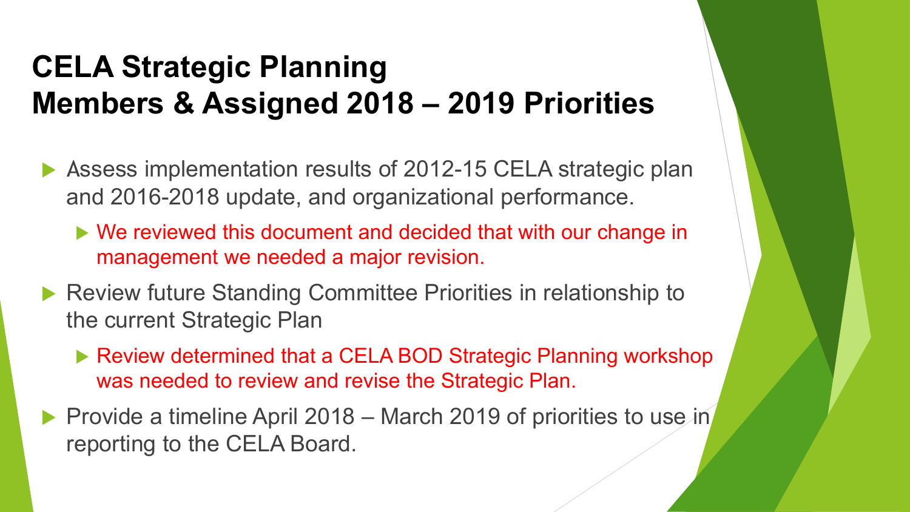# CELA Strategic Planning Members & Assigned 2018 – 2019 Priorities

- Assess implementation results of 2012-15 CELA strategic plan and 2016-2018 update, and organizational performance.
  - We reviewed this document and decided that with our change in management we needed a major revision.
- Review future Standing Committee Priorities in relationship to the current Strategic Plan
  - Review determined that a CELA BOD Strategic Planning workshop was needed to review and revise the Strategic Plan.
- Provide a timeline April 2018 – March 2019 of priorities to use in reporting to the CELA Board.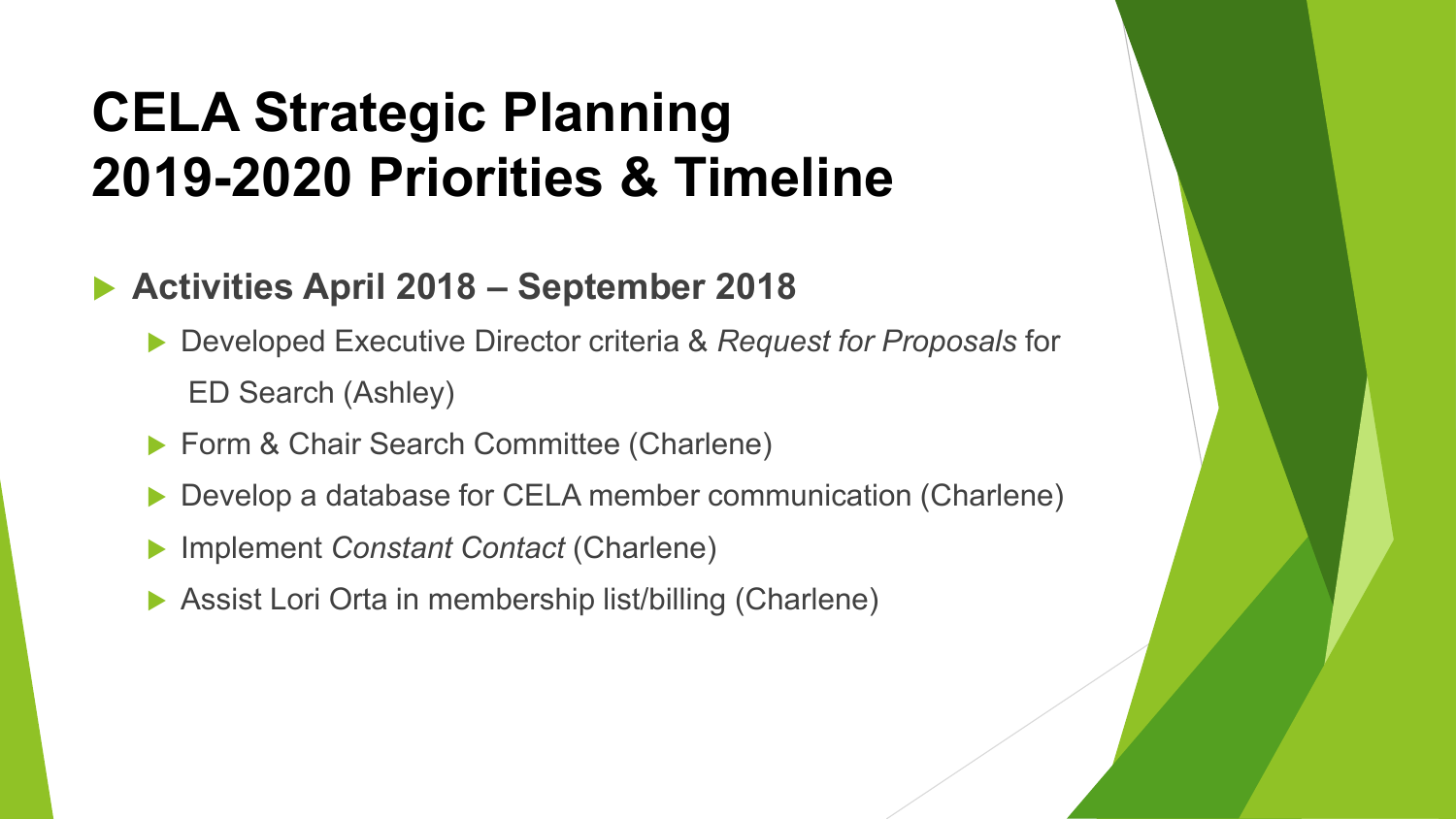# CELA Strategic Planning 2019-2020 Priorities & Timeline

- **Activities April 2018 – September 2018**
  - Developed Executive Director criteria & *Request for Proposals* for ED Search (Ashley)
  - Form & Chair Search Committee (Charlene)
  - Develop a database for CELA member communication (Charlene)
  - Implement *Constant Contact* (Charlene)
  - Assist Lori Orta in membership list/billing (Charlene)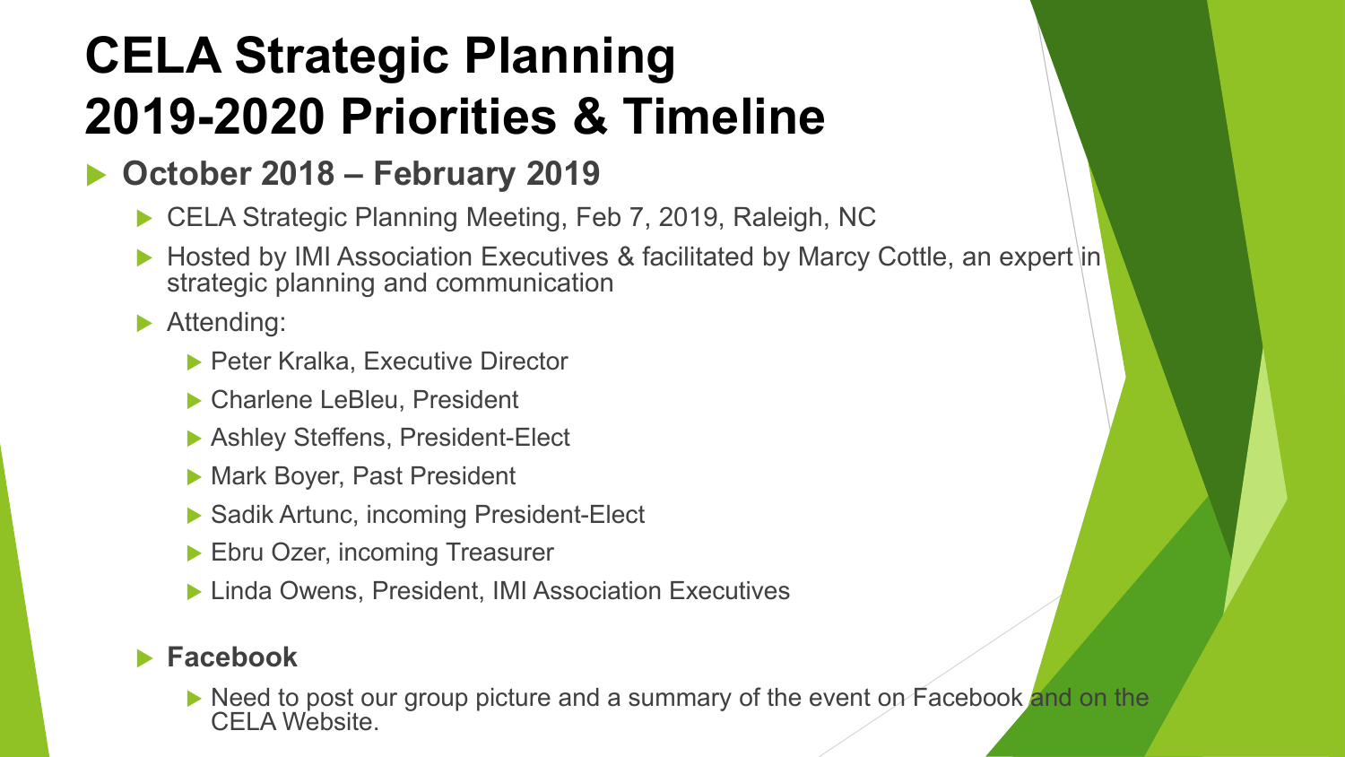# CELA Strategic Planning 2019-2020 Priorities & Timeline

- **October 2018 – February 2019**
  - CELA Strategic Planning Meeting, Feb 7, 2019, Raleigh, NC
  - Hosted by IMI Association Executives & facilitated by Marcy Cottle, an expert in strategic planning and communication
  - Attending:
    - Peter Kralka, Executive Director
    - Charlene LeBleu, President
    - Ashley Steffens, President-Elect
    - Mark Boyer, Past President
    - Sadik Artunc, incoming President-Elect
    - Ebru Ozer, incoming Treasurer
    - Linda Owens, President, IMI Association Executives
- **Facebook**
  - Need to post our group picture and a summary of the event on Facebook and on the CELA Website.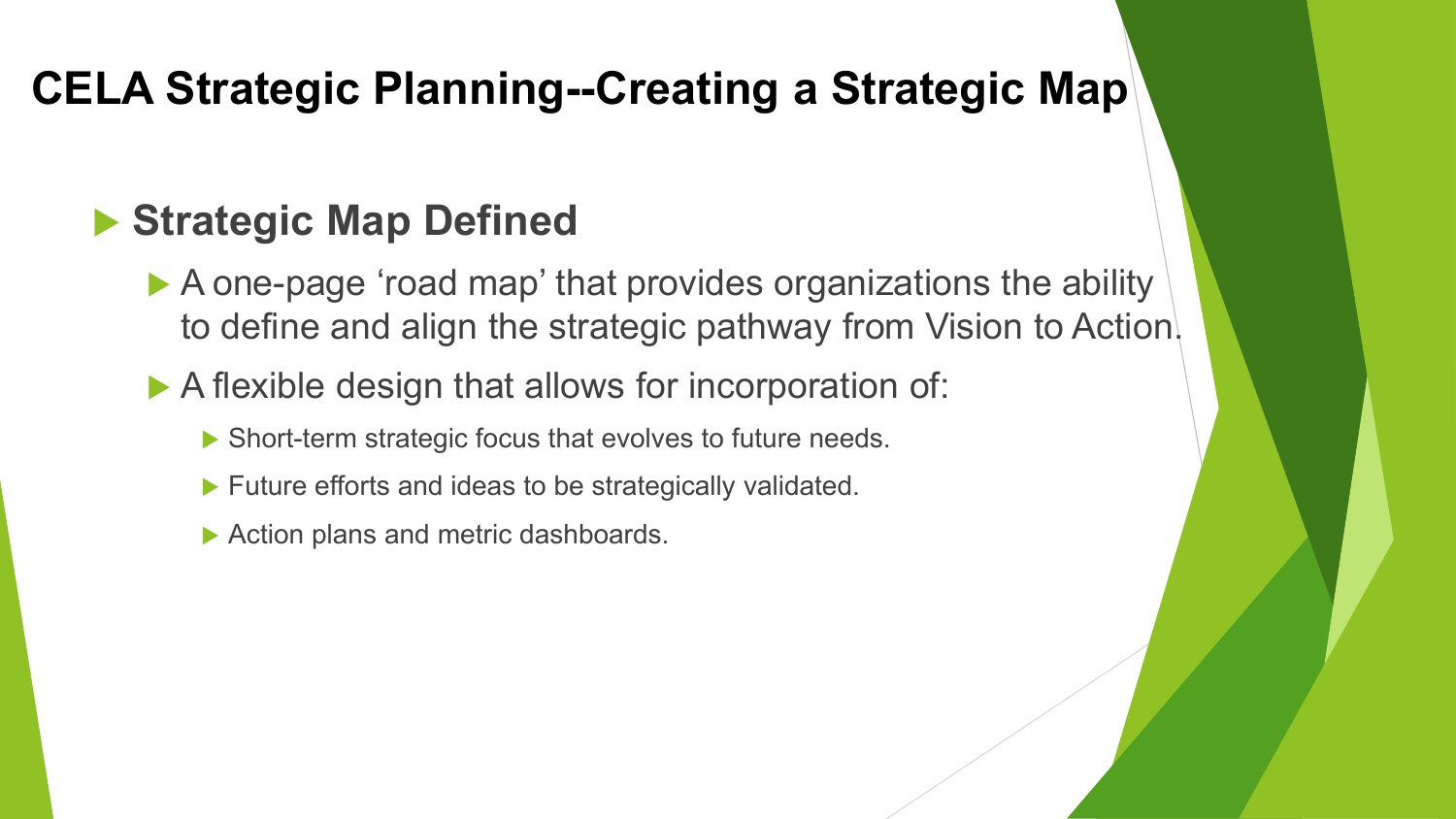# CELA Strategic Planning--Creating a Strategic Map

## Strategic Map Defined

- A one-page ‘road map’ that provides organizations the ability to define and align the strategic pathway from Vision to Action.
- A flexible design that allows for incorporation of:
  - Short-term strategic focus that evolves to future needs.
  - Future efforts and ideas to be strategically validated.
  - Action plans and metric dashboards.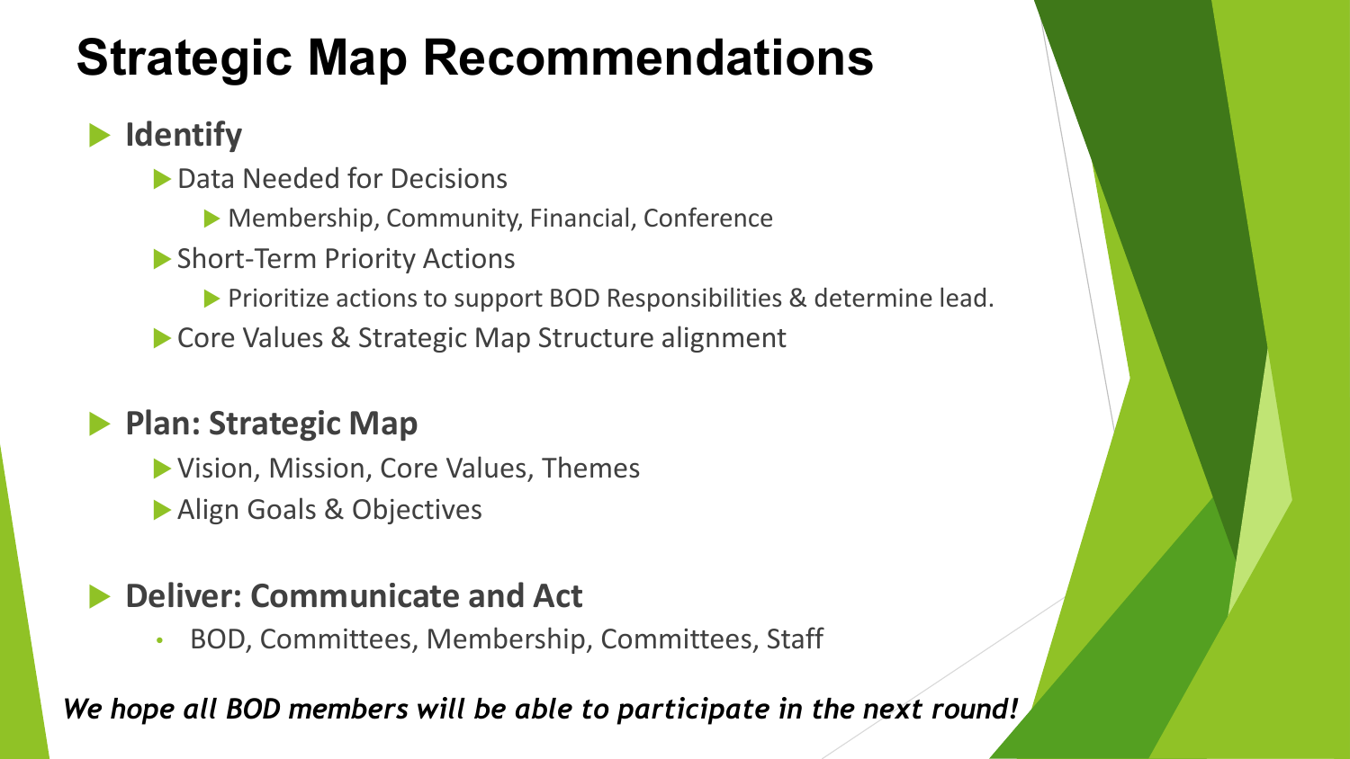# Strategic Map Recommendations

- **Identify**
  - Data Needed for Decisions
    - Membership, Community, Financial, Conference
  - Short-Term Priority Actions
    - Prioritize actions to support BOD Responsibilities & determine lead.
  - Core Values & Strategic Map Structure alignment

- **Plan: Strategic Map**
  - Vision, Mission, Core Values, Themes
  - Align Goals & Objectives

- **Deliver: Communicate and Act**
  - BOD, Committees, Membership, Committees, Staff

***We hope all BOD members will be able to participate in the next round!***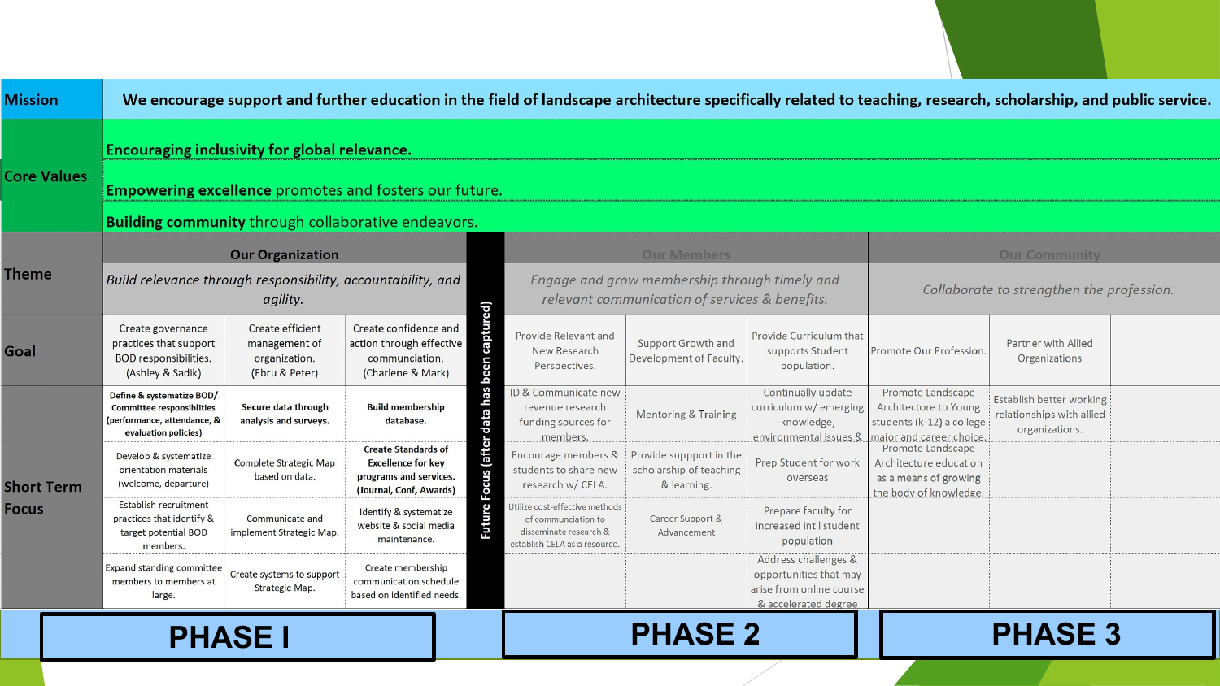| | | | | | | | | | |
|---|---|---|---|---|---|---|---|---|---|
| **Mission** | **We encourage support and further education in the field of landscape architecture specifically related to teaching, research, scholarship, and public service.** | | | | | | | | |
| **Core Values** | **Encouraging inclusivity for global relevance.** | | | | | | | | |
| | **Empowering excellence** promotes and fosters our future. | | | | | | | | |
| | **Building community** through collaborative endeavors. | | | | | | | | |
| **Theme** | **Our Organization** | | | Future Focus (after data has been captured) | **Our Members** | | | **Our Community** | |
| | *Build relevance through responsibility, accountability, and agility.* | | | | *Engage and grow membership through timely and relevant communication of services & benefits.* | | | *Collaborate to strengthen the profession.* | |
| **Goal** | Create governance practices that support BOD responsibilities. (Ashley & Sadik) | Create efficient management of organization. (Ebru & Peter) | Create confidence and action through effective communciation. (Charlene & Mark) | | Provide Relevant and New Research Perspectives. | Support Growth and Development of Faculty. | Provide Curriculum that supports Student population. | Promote Our Profession. | Partner with Allied Organizations |
| **Short Term Focus** | **Define & systematize BOD/ Committee responsiblities (performance, attendance, & evaluation policies)** | **Secure data through analysis and surveys.** | **Build membership database.** | | ID & Communicate new revenue research funding sources for members. | Mentoring & Training | Continually update curriculum w/ emerging knowledge, environmental issues & | Promote Landscape Architectore to Young students (k-12) a college major and career choice. | Establish better working relationships with allied organizations. |
| | Develop & systematize orientation materials (welcome, departure) | Complete Strategic Map based on data. | **Create Standards of Excellence for key programs and services. (Journal, Conf, Awards)** | | Encourage members & students to share new research w/ CELA. | Provide suppport in the scholarship of teaching & learning. | Prep Student for work overseas | Promote Landscape Architecture education as a means of growing the body of knowledge. | |
| | Establish recruitment practices that identify & target potential BOD members. | Communicate and implement Strategic Map. | Identify & systematize website & social media maintenance. | | Utilize cost-effective methods of communciation to disseminate research & establish CELA as a resource. | Career Support & Advancement | Prepare faculty for increased int'l student population | | |
| | Expand standing committee members to members at large. | Create systems to support Strategic Map. | Create membership communication schedule based on identified needs. | | | | Address challenges & opportunities that may arise from online course & accelerated degree | | |
| | **PHASE I** | | | | **PHASE 2** | | | **PHASE 3** | |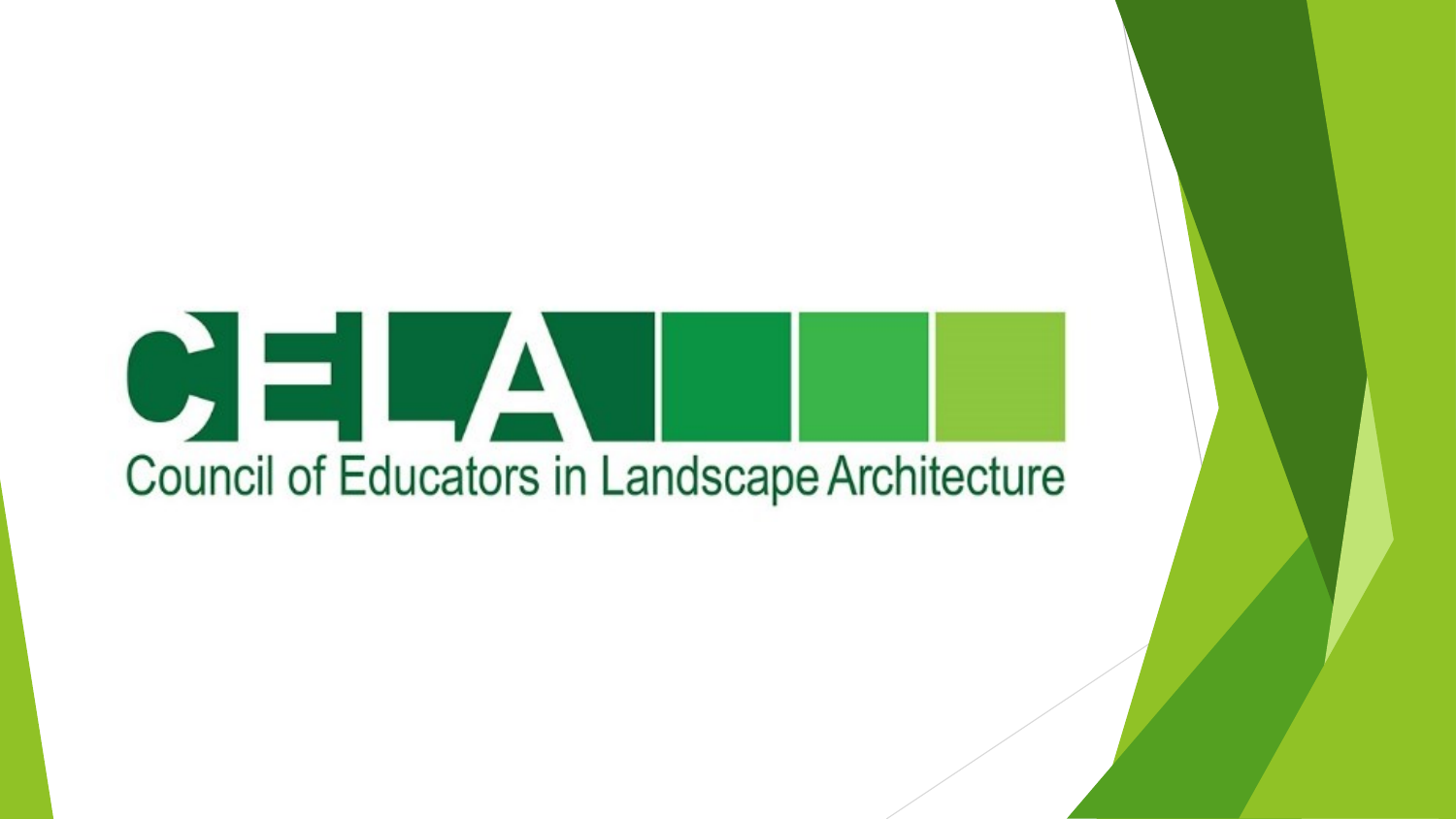CELA

Council of Educators in Landscape Architecture